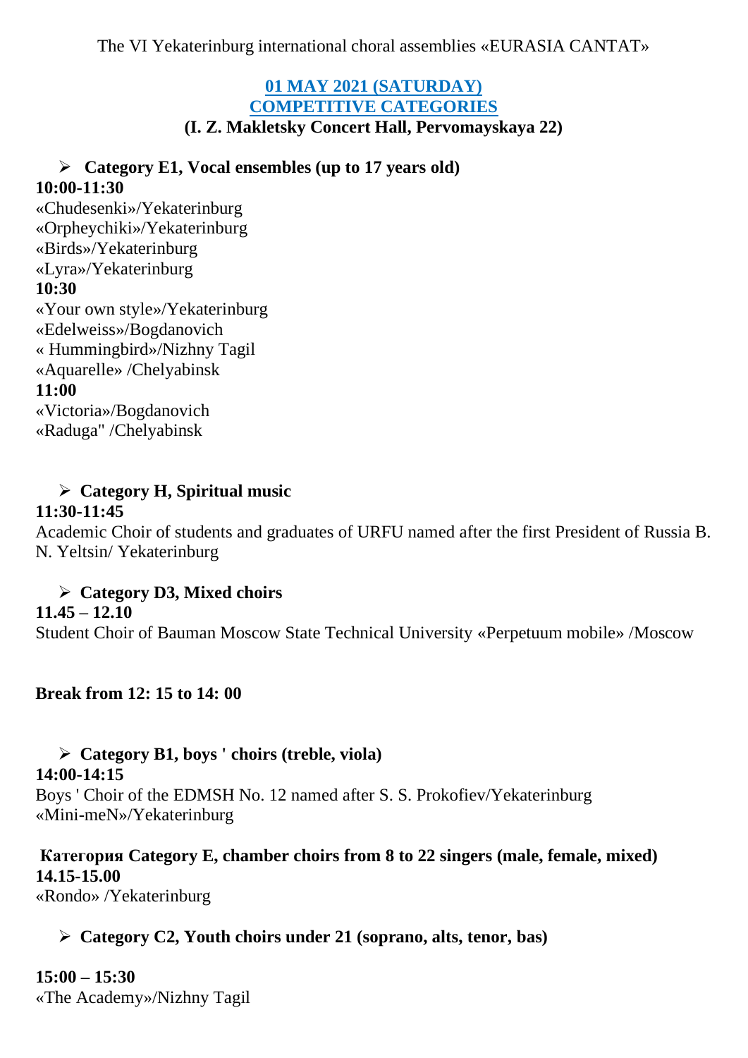The VI Yekaterinburg international choral assemblies «EURASIA CANTAT»

## 01 MAY 2021 (SATURDAY)
## COMPETITIVE CATEGORIES
### (I. Z. Makletsky Concert Hall, Pervomayskaya 22)

- **Category E1, Vocal ensembles (up to 17 years old)**

**10:00-11:30**
«Chudesenki»/Yekaterinburg
«Orpheychiki»/Yekaterinburg
«Birds»/Yekaterinburg
«Lyra»/Yekaterinburg
**10:30**
«Your own style»/Yekaterinburg
«Edelweiss»/Bogdanovich
« Hummingbird»/Nizhny Tagil
«Aquarelle» /Chelyabinsk
**11:00**
«Victoria»/Bogdanovich
«Raduga" /Chelyabinsk

- **Category H, Spiritual music**

**11:30-11:45**
Academic Choir of students and graduates of URFU named after the first President of Russia B. N. Yeltsin/ Yekaterinburg

- **Category D3, Mixed choirs**

**11.45 – 12.10**
Student Choir of Bauman Moscow State Technical University «Perpetuum mobile» /Moscow

**Break from 12: 15 to 14: 00**

- **Category B1, boys ' choirs (treble, viola)**

**14:00-14:15**
Boys ' Choir of the EDMSH No. 12 named after S. S. Prokofiev/Yekaterinburg
«Mini-meN»/Yekaterinburg

**Категория Category E, chamber choirs from 8 to 22 singers (male, female, mixed)**
**14.15-15.00**
«Rondo» /Yekaterinburg

- **Category C2, Youth choirs under 21 (soprano, alts, tenor, bas)**

**15:00 – 15:30**
«The Academy»/Nizhny Tagil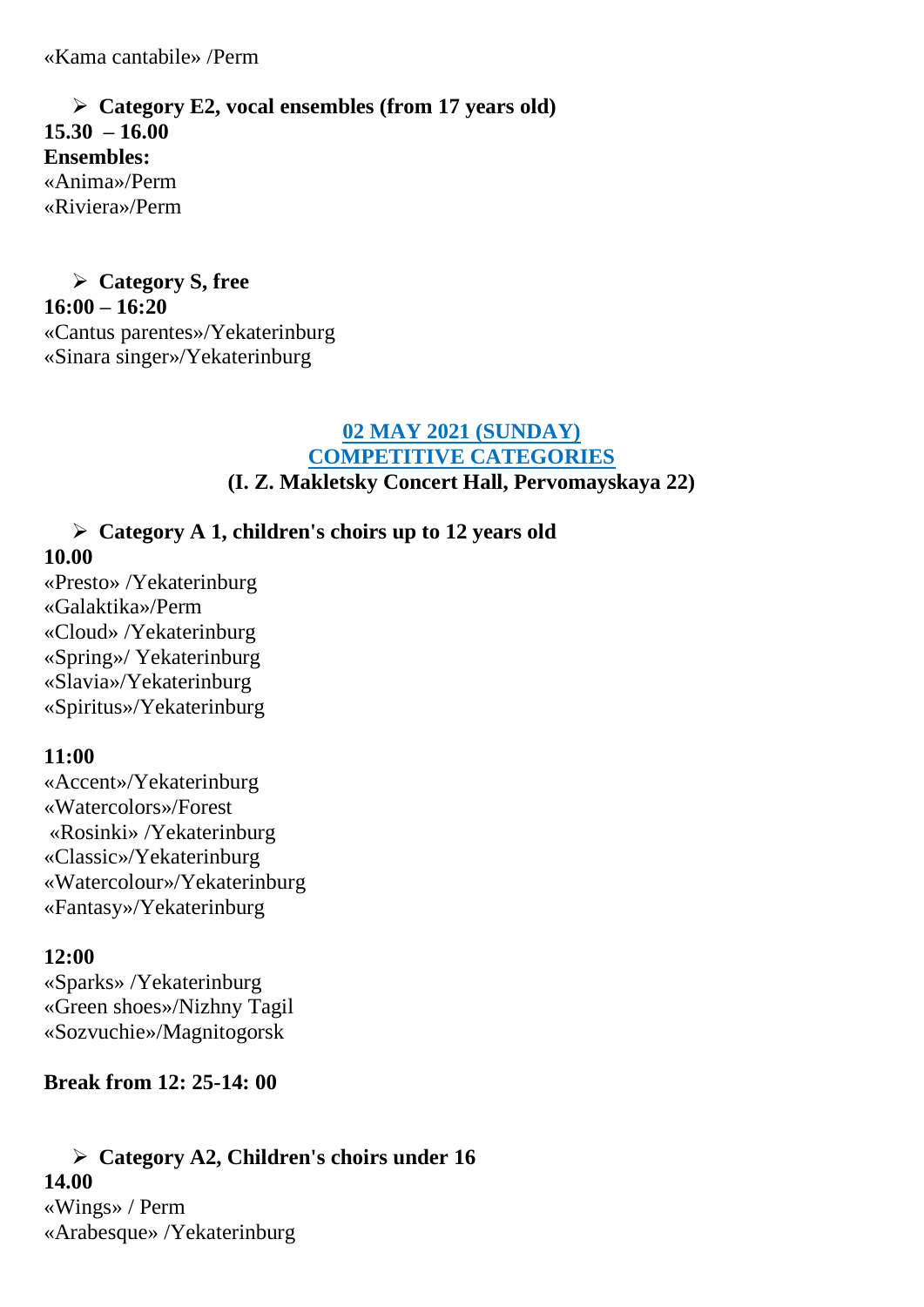«Kama cantabile» /Perm

- **Category E2, vocal ensembles (from 17 years old)**

**15.30 – 16.00**
**Ensembles:**
«Anima»/Perm
«Riviera»/Perm

- **Category S, free**

**16:00 – 16:20**
«Cantus parentes»/Yekaterinburg
«Sinara singer»/Yekaterinburg

## 02 MAY 2021 (SUNDAY)
## COMPETITIVE CATEGORIES
### (I. Z. Makletsky Concert Hall, Pervomayskaya 22)

- **Category A 1, children's choirs up to 12 years old**

**10.00**
«Presto» /Yekaterinburg
«Galaktika»/Perm
«Cloud» /Yekaterinburg
«Spring»/ Yekaterinburg
«Slavia»/Yekaterinburg
«Spiritus»/Yekaterinburg

**11:00**
«Accent»/Yekaterinburg
«Watercolors»/Forest
«Rosinki» /Yekaterinburg
«Classic»/Yekaterinburg
«Watercolour»/Yekaterinburg
«Fantasy»/Yekaterinburg

**12:00**
«Sparks» /Yekaterinburg
«Green shoes»/Nizhny Tagil
«Sozvuchie»/Magnitogorsk

**Break from 12: 25-14: 00**

- **Category A2, Children's choirs under 16**

**14.00**
«Wings» / Perm
«Arabesque» /Yekaterinburg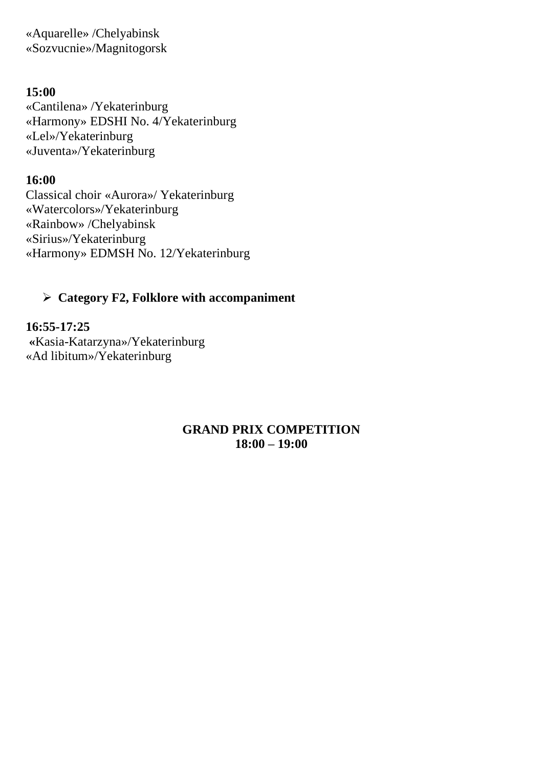«Aquarelle» /Chelyabinsk
«Sozvucnie»/Magnitogorsk

**15:00**
«Cantilena» /Yekaterinburg
«Harmony» EDSHI No. 4/Yekaterinburg
«Lel»/Yekaterinburg
«Juventa»/Yekaterinburg

**16:00**
Classical choir «Aurora»/ Yekaterinburg
«Watercolors»/Yekaterinburg
«Rainbow» /Chelyabinsk
«Sirius»/Yekaterinburg
«Harmony» EDMSH No. 12/Yekaterinburg

- **Category F2, Folklore with accompaniment**

**16:55-17:25**
«Kasia-Katarzyna»/Yekaterinburg
«Ad libitum»/Yekaterinburg

**GRAND PRIX COMPETITION**
**18:00 – 19:00**